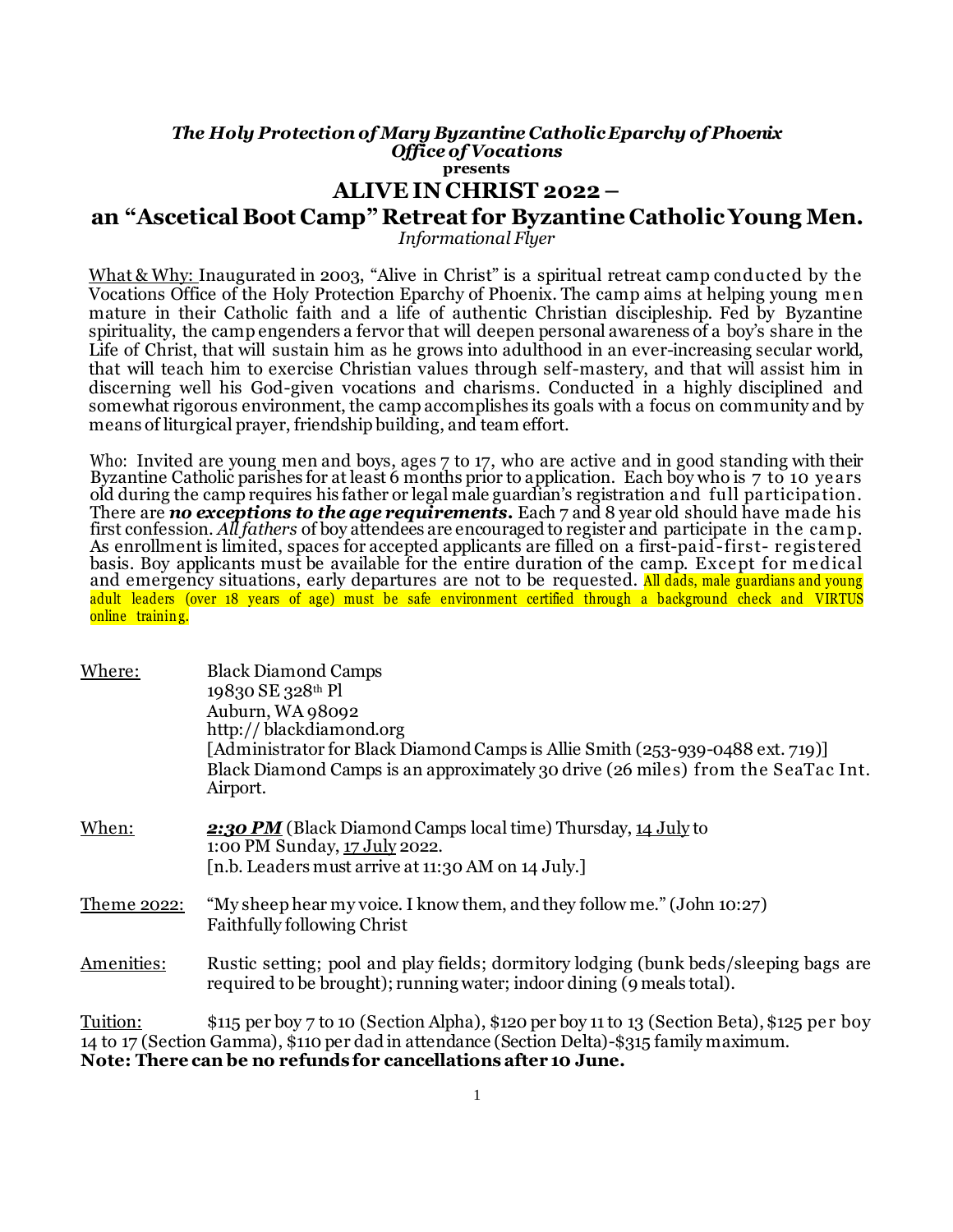*The Holy Protection of Mary Byzantine Catholic Eparchy of Phoenix*
*Office of Vocations*
**presents**

# ALIVE IN CHRIST 2022 –
# an "Ascetical Boot Camp" Retreat for Byzantine Catholic Young Men.

*Informational Flyer*

What & Why: Inaugurated in 2003, "Alive in Christ" is a spiritual retreat camp conducted by the Vocations Office of the Holy Protection Eparchy of Phoenix. The camp aims at helping young men mature in their Catholic faith and a life of authentic Christian discipleship. Fed by Byzantine spirituality, the camp engenders a fervor that will deepen personal awareness of a boy's share in the Life of Christ, that will sustain him as he grows into adulthood in an ever-increasing secular world, that will teach him to exercise Christian values through self-mastery, and that will assist him in discerning well his God-given vocations and charisms. Conducted in a highly disciplined and somewhat rigorous environment, the camp accomplishes its goals with a focus on community and by means of liturgical prayer, friendship building, and team effort.

Who: Invited are young men and boys, ages 7 to 17, who are active and in good standing with their Byzantine Catholic parishes for at least 6 months prior to application. Each boy who is 7 to 10 years old during the camp requires his father or legal male guardian's registration and full participation. There are ***no exceptions to the age requirements.*** Each 7 and 8 year old should have made his first confession. *All fathers* of boy attendees are encouraged to register and participate in the camp. As enrollment is limited, spaces for accepted applicants are filled on a first-paid-first- registered basis. Boy applicants must be available for the entire duration of the camp. Except for medical and emergency situations, early departures are not to be requested. All dads, male guardians and young adult leaders (over 18 years of age) must be safe environment certified through a background check and VIRTUS online training.

Where: Black Diamond Camps
19830 SE 328th Pl
Auburn, WA 98092
http:// blackdiamond.org
[Administrator for Black Diamond Camps is Allie Smith (253-939-0488 ext. 719)]
Black Diamond Camps is an approximately 30 drive (26 miles) from the SeaTac Int. Airport.

When: ***2:30 PM*** (Black Diamond Camps local time) Thursday, 14 July to 1:00 PM Sunday, 17 July 2022.
[n.b. Leaders must arrive at 11:30 AM on 14 July.]

Theme 2022: "My sheep hear my voice. I know them, and they follow me." (John 10:27)
Faithfully following Christ

Amenities: Rustic setting; pool and play fields; dormitory lodging (bunk beds/sleeping bags are required to be brought); running water; indoor dining (9 meals total).

Tuition: $115 per boy 7 to 10 (Section Alpha), $120 per boy 11 to 13 (Section Beta), $125 per boy 14 to 17 (Section Gamma), $110 per dad in attendance (Section Delta)-$315 family maximum.
**Note: There can be no refunds for cancellations after 10 June.**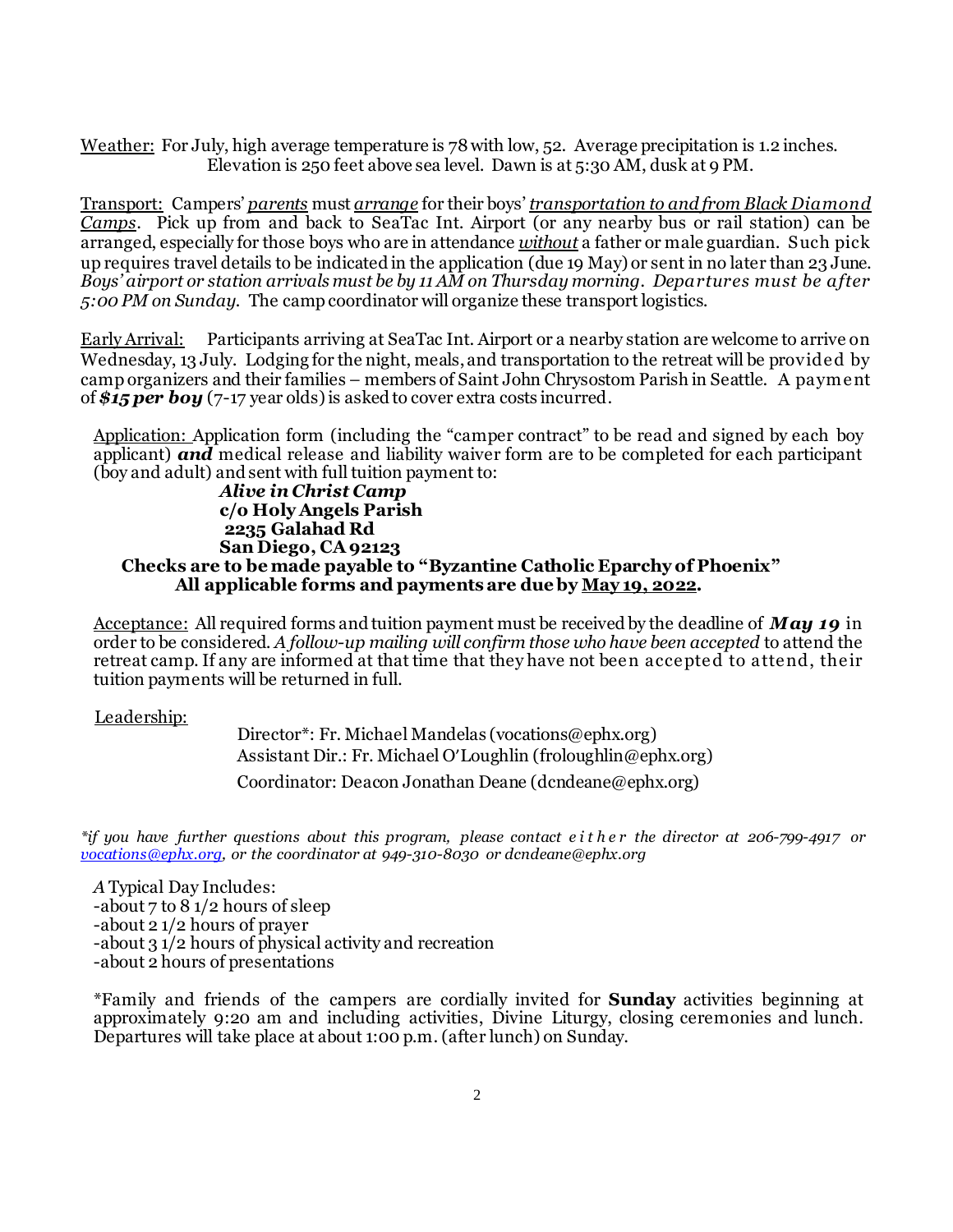Weather: For July, high average temperature is 78 with low, 52. Average precipitation is 1.2 inches. Elevation is 250 feet above sea level. Dawn is at 5:30 AM, dusk at 9 PM.

Transport: Campers' ***parents*** must ***arrange*** for their boys' ***transportation to and from Black Diamond Camps***. Pick up from and back to SeaTac Int. Airport (or any nearby bus or rail station) can be arranged, especially for those boys who are in attendance ***without*** a father or male guardian. Such pick up requires travel details to be indicated in the application (due 19 May) or sent in no later than 23 June. *Boys' airport or station arrivals must be by 11 AM on Thursday morning. Departures must be after 5:00 PM on Sunday.* The camp coordinator will organize these transport logistics.

Early Arrival: Participants arriving at SeaTac Int. Airport or a nearby station are welcome to arrive on Wednesday, 13 July. Lodging for the night, meals, and transportation to the retreat will be provided by camp organizers and their families – members of Saint John Chrysostom Parish in Seattle. A payment of ***$15 per boy*** (7-17 year olds) is asked to cover extra costs incurred.

Application: Application form (including the "camper contract" to be read and signed by each boy applicant) ***and*** medical release and liability waiver form are to be completed for each participant (boy and adult) and sent with full tuition payment to:

***Alive in Christ Camp***
**c/o Holy Angels Parish**
**2235 Galahad Rd**
**San Diego, CA 92123**

**Checks are to be made payable to "Byzantine Catholic Eparchy of Phoenix"**
**All applicable forms and payments are due by May 19, 2022.**

Acceptance: All required forms and tuition payment must be received by the deadline of ***May 19*** in order to be considered. *A follow-up mailing will confirm those who have been accepted* to attend the retreat camp. If any are informed at that time that they have not been accepted to attend, their tuition payments will be returned in full.

Leadership:

Director*: Fr. Michael Mandelas (vocations@ephx.org)
Assistant Dir.: Fr. Michael O'Loughlin (froloughlin@ephx.org)
Coordinator: Deacon Jonathan Deane (dcndeane@ephx.org)

**if you have further questions about this program, please contact either the director at 206-799-4917 or vocations@ephx.org, or the coordinator at 949-310-8030 or dcndeane@ephx.org*

*A* Typical Day Includes:
-about 7 to 8 1/2 hours of sleep
-about 2 1/2 hours of prayer
-about 3 1/2 hours of physical activity and recreation
-about 2 hours of presentations

*Family and friends of the campers are cordially invited for **Sunday** activities beginning at approximately 9:20 am and including activities, Divine Liturgy, closing ceremonies and lunch. Departures will take place at about 1:00 p.m. (after lunch) on Sunday.